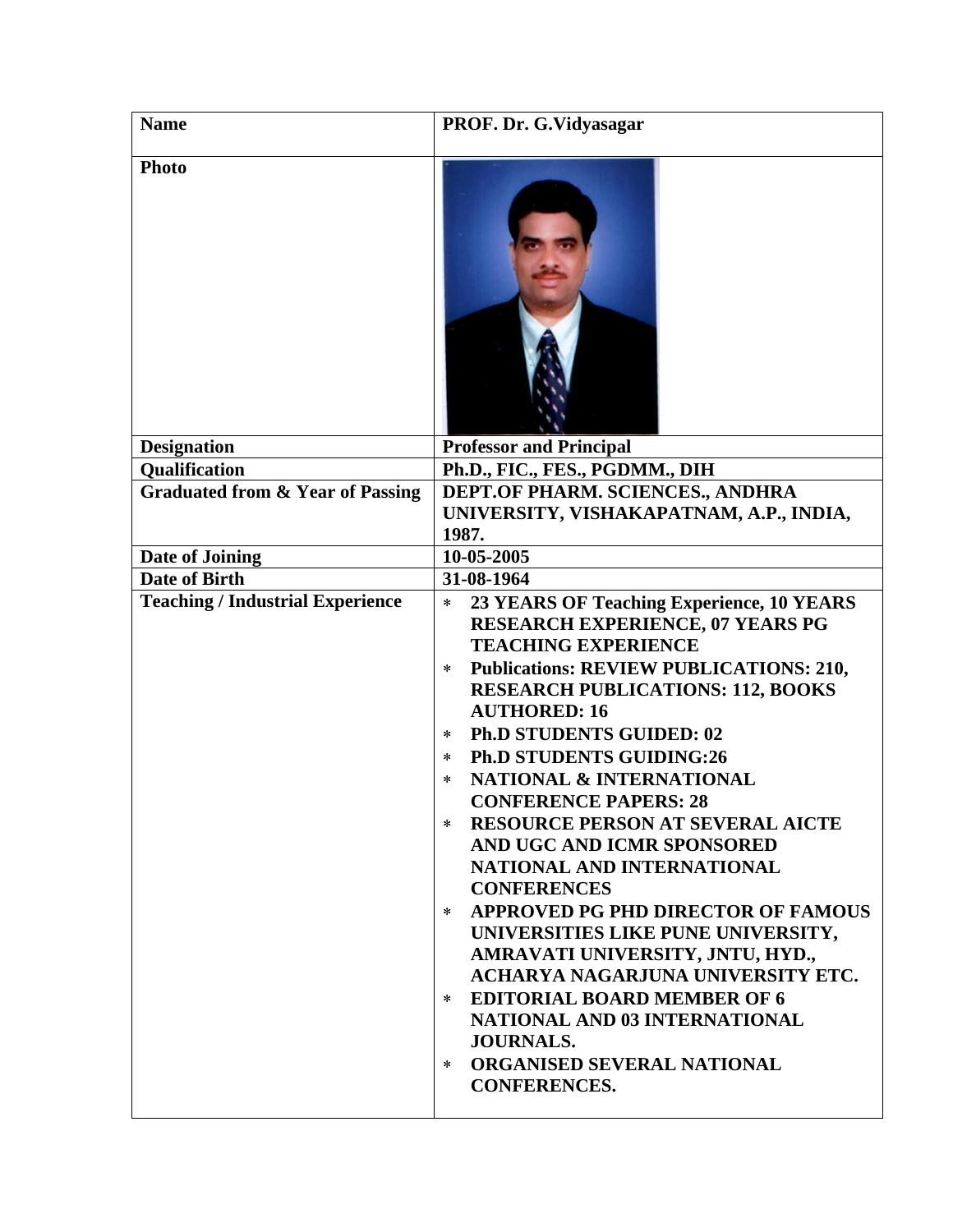| **Name** | **PROF. Dr. G.Vidyasagar** |
|---|---|
| **Photo** | |
| **Designation** | **Professor and Principal** |
| **Qualification** | **Ph.D., FIC., FES., PGDMM., DIH** |
| **Graduated from & Year of Passing** | **DEPT.OF PHARM. SCIENCES., ANDHRA UNIVERSITY, VISHAKAPATNAM, A.P., INDIA, 1987.** |
| **Date of Joining** | **10-05-2005** |
| **Date of Birth** | **31-08-1964** |
| **Teaching / Industrial Experience** | * **23 YEARS OF Teaching Experience, 10 YEARS RESEARCH EXPERIENCE, 07 YEARS PG TEACHING EXPERIENCE**<br>* **Publications: REVIEW PUBLICATIONS: 210, RESEARCH PUBLICATIONS: 112, BOOKS AUTHORED: 16**<br>* **Ph.D STUDENTS GUIDED: 02**<br>* **Ph.D STUDENTS GUIDING:26**<br>* **NATIONAL & INTERNATIONAL CONFERENCE PAPERS: 28**<br>* **RESOURCE PERSON AT SEVERAL AICTE AND UGC AND ICMR SPONSORED NATIONAL AND INTERNATIONAL CONFERENCES**<br>* **APPROVED PG PHD DIRECTOR OF FAMOUS UNIVERSITIES LIKE PUNE UNIVERSITY, AMRAVATI UNIVERSITY, JNTU, HYD., ACHARYA NAGARJUNA UNIVERSITY ETC.**<br>* **EDITORIAL BOARD MEMBER OF 6 NATIONAL AND 03 INTERNATIONAL JOURNALS.**<br>* **ORGANISED SEVERAL NATIONAL CONFERENCES.** |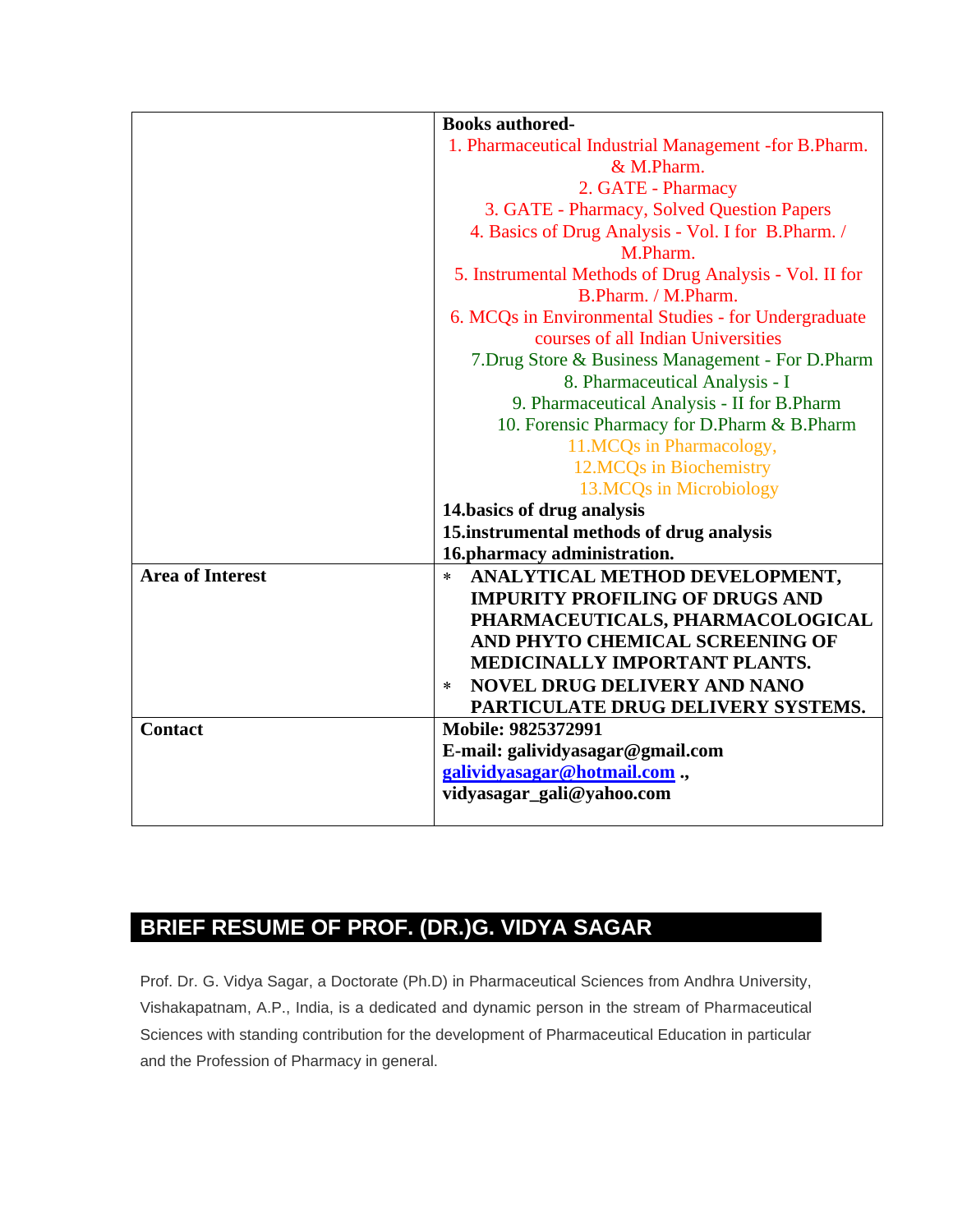| | |
|---|---|
| | **Books authored-**<br>1. Pharmaceutical Industrial Management -for B.Pharm. & M.Pharm.<br>2. GATE - Pharmacy<br>3. GATE - Pharmacy, Solved Question Papers<br>4. Basics of Drug Analysis - Vol. I for B.Pharm. / M.Pharm.<br>5. Instrumental Methods of Drug Analysis - Vol. II for B.Pharm. / M.Pharm.<br>6. MCQs in Environmental Studies - for Undergraduate courses of all Indian Universities<br>7.Drug Store & Business Management - For D.Pharm<br>8. Pharmaceutical Analysis - I<br>9. Pharmaceutical Analysis - II for B.Pharm<br>10. Forensic Pharmacy for D.Pharm & B.Pharm<br>11.MCQs in Pharmacology,<br>12.MCQs in Biochemistry<br>13.MCQs in Microbiology<br>**14.basics of drug analysis**<br>**15.instrumental methods of drug analysis**<br>**16.pharmacy administration.** |
| **Area of Interest** | * **ANALYTICAL METHOD DEVELOPMENT, IMPURITY PROFILING OF DRUGS AND PHARMACEUTICALS, PHARMACOLOGICAL AND PHYTO CHEMICAL SCREENING OF MEDICINALLY IMPORTANT PLANTS.**<br>* **NOVEL DRUG DELIVERY AND NANO PARTICULATE DRUG DELIVERY SYSTEMS.** |
| **Contact** | **Mobile: 9825372991**<br>**E-mail: galividyasagar@gmail.com**<br>**galividyasagar@hotmail.com .,**<br>**vidyasagar_gali@yahoo.com** |

## BRIEF RESUME OF PROF. (DR.)G. VIDYA SAGAR

Prof. Dr. G. Vidya Sagar, a Doctorate (Ph.D) in Pharmaceutical Sciences from Andhra University, Vishakapatnam, A.P., India, is a dedicated and dynamic person in the stream of Pharmaceutical Sciences with standing contribution for the development of Pharmaceutical Education in particular and the Profession of Pharmacy in general.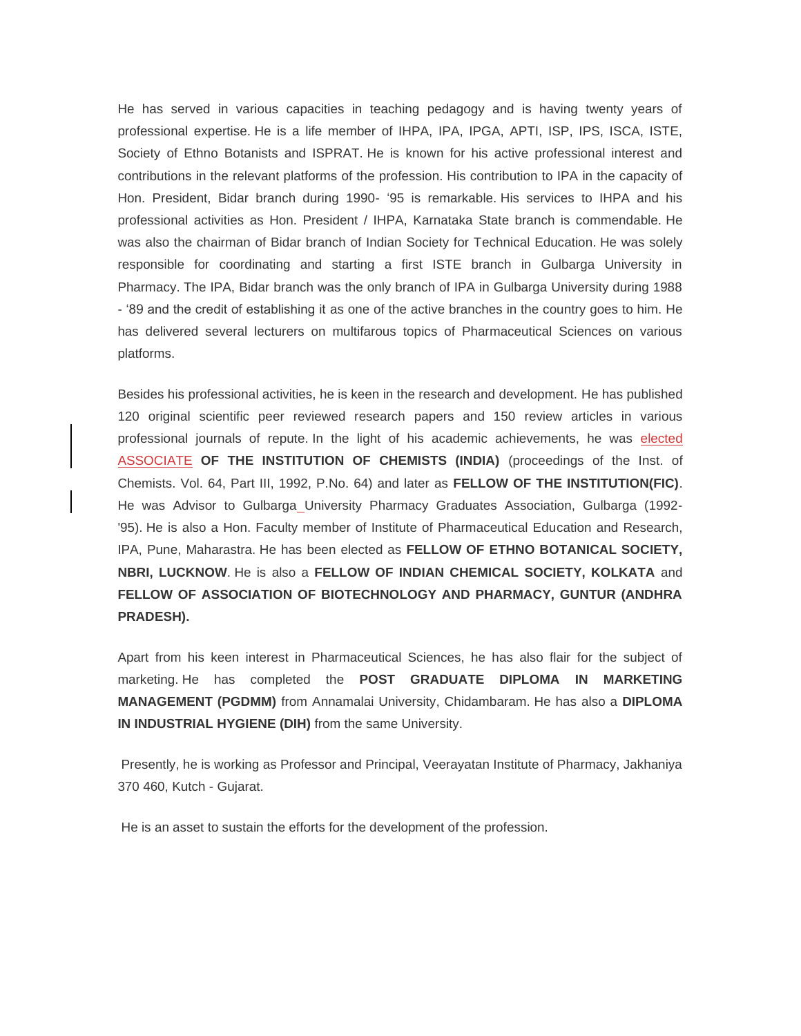He has served in various capacities in teaching pedagogy and is having twenty years of professional expertise. He is a life member of IHPA, IPA, IPGA, APTI, ISP, IPS, ISCA, ISTE, Society of Ethno Botanists and ISPRAT. He is known for his active professional interest and contributions in the relevant platforms of the profession. His contribution to IPA in the capacity of Hon. President, Bidar branch during 1990- '95 is remarkable. His services to IHPA and his professional activities as Hon. President / IHPA, Karnataka State branch is commendable. He was also the chairman of Bidar branch of Indian Society for Technical Education. He was solely responsible for coordinating and starting a first ISTE branch in Gulbarga University in Pharmacy. The IPA, Bidar branch was the only branch of IPA in Gulbarga University during 1988 - '89 and the credit of establishing it as one of the active branches in the country goes to him. He has delivered several lecturers on multifarous topics of Pharmaceutical Sciences on various platforms.

Besides his professional activities, he is keen in the research and development. He has published 120 original scientific peer reviewed research papers and 150 review articles in various professional journals of repute. In the light of his academic achievements, he was elected ASSOCIATE **OF THE INSTITUTION OF CHEMISTS (INDIA)** (proceedings of the Inst. of Chemists. Vol. 64, Part III, 1992, P.No. 64) and later as **FELLOW OF THE INSTITUTION(FIC)**. He was Advisor to Gulbarga_University Pharmacy Graduates Association, Gulbarga (1992- '95). He is also a Hon. Faculty member of Institute of Pharmaceutical Education and Research, IPA, Pune, Maharastra. He has been elected as **FELLOW OF ETHNO BOTANICAL SOCIETY, NBRI, LUCKNOW**. He is also a **FELLOW OF INDIAN CHEMICAL SOCIETY, KOLKATA** and **FELLOW OF ASSOCIATION OF BIOTECHNOLOGY AND PHARMACY, GUNTUR (ANDHRA PRADESH).**

Apart from his keen interest in Pharmaceutical Sciences, he has also flair for the subject of marketing. He has completed the **POST GRADUATE DIPLOMA IN MARKETING MANAGEMENT (PGDMM)** from Annamalai University, Chidambaram. He has also a **DIPLOMA IN INDUSTRIAL HYGIENE (DIH)** from the same University.

Presently, he is working as Professor and Principal, Veerayatan Institute of Pharmacy, Jakhaniya 370 460, Kutch - Gujarat.

He is an asset to sustain the efforts for the development of the profession.